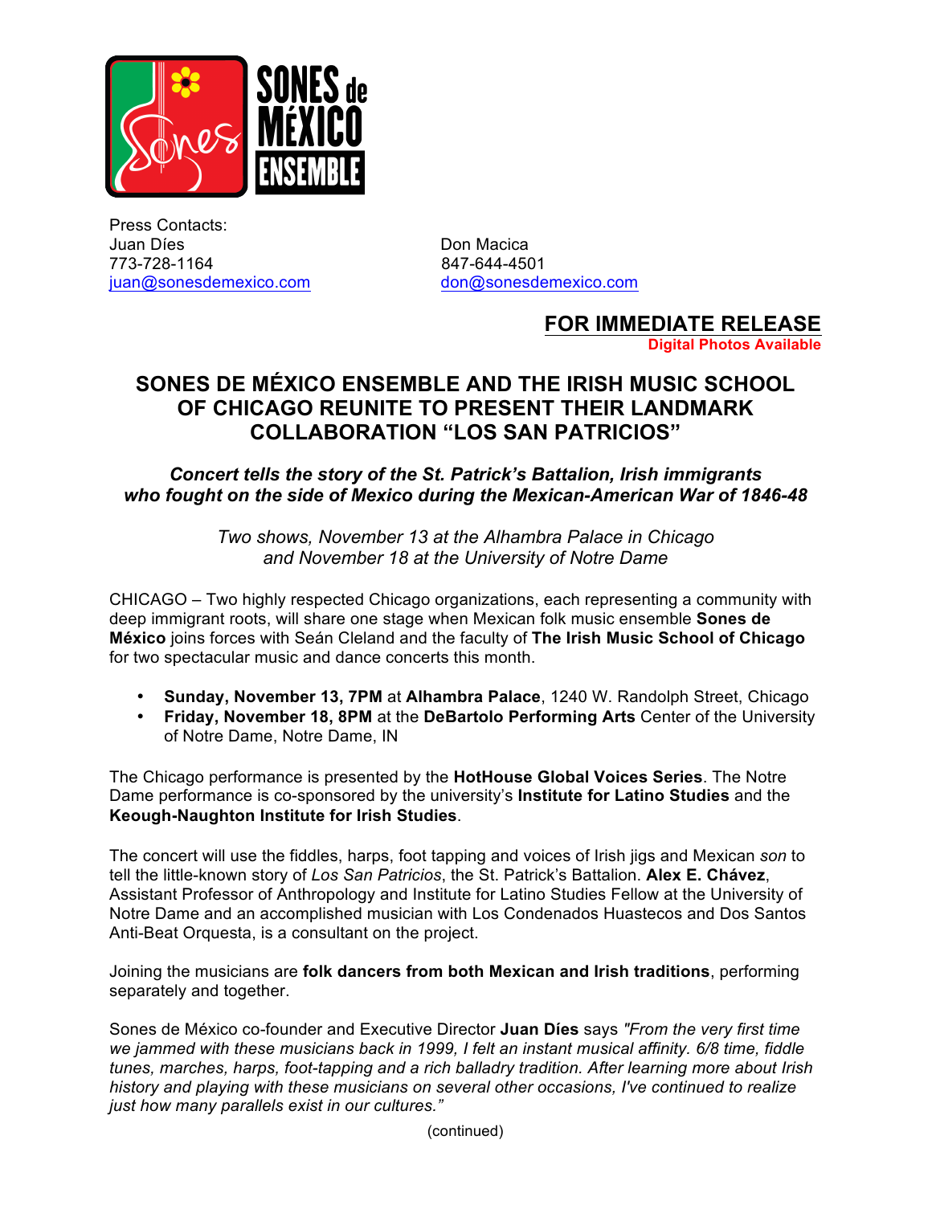Press Contacts:

Juan Díes
773-728-1164
juan@sonesdemexico.com

Don Macica
847-644-4501
don@sonesdemexico.com

**FOR IMMEDIATE RELEASE**
**Digital Photos Available**

# SONES DE MÉXICO ENSEMBLE AND THE IRISH MUSIC SCHOOL OF CHICAGO REUNITE TO PRESENT THEIR LANDMARK COLLABORATION "LOS SAN PATRICIOS"

***Concert tells the story of the St. Patrick's Battalion, Irish immigrants who fought on the side of Mexico during the Mexican-American War of 1846-48***

*Two shows, November 13 at the Alhambra Palace in Chicago and November 18 at the University of Notre Dame*

CHICAGO – Two highly respected Chicago organizations, each representing a community with deep immigrant roots, will share one stage when Mexican folk music ensemble **Sones de México** joins forces with Seán Cleland and the faculty of **The Irish Music School of Chicago** for two spectacular music and dance concerts this month.

- **Sunday, November 13, 7PM** at **Alhambra Palace**, 1240 W. Randolph Street, Chicago
- **Friday, November 18, 8PM** at the **DeBartolo Performing Arts** Center of the University of Notre Dame, Notre Dame, IN

The Chicago performance is presented by the **HotHouse Global Voices Series**. The Notre Dame performance is co-sponsored by the university's **Institute for Latino Studies** and the **Keough-Naughton Institute for Irish Studies**.

The concert will use the fiddles, harps, foot tapping and voices of Irish jigs and Mexican *son* to tell the little-known story of *Los San Patricios*, the St. Patrick's Battalion. **Alex E. Chávez**, Assistant Professor of Anthropology and Institute for Latino Studies Fellow at the University of Notre Dame and an accomplished musician with Los Condenados Huastecos and Dos Santos Anti-Beat Orquesta, is a consultant on the project.

Joining the musicians are **folk dancers from both Mexican and Irish traditions**, performing separately and together.

Sones de México co-founder and Executive Director **Juan Díes** says *"From the very first time we jammed with these musicians back in 1999, I felt an instant musical affinity. 6/8 time, fiddle tunes, marches, harps, foot-tapping and a rich balladry tradition. After learning more about Irish history and playing with these musicians on several other occasions, I've continued to realize just how many parallels exist in our cultures."*

(continued)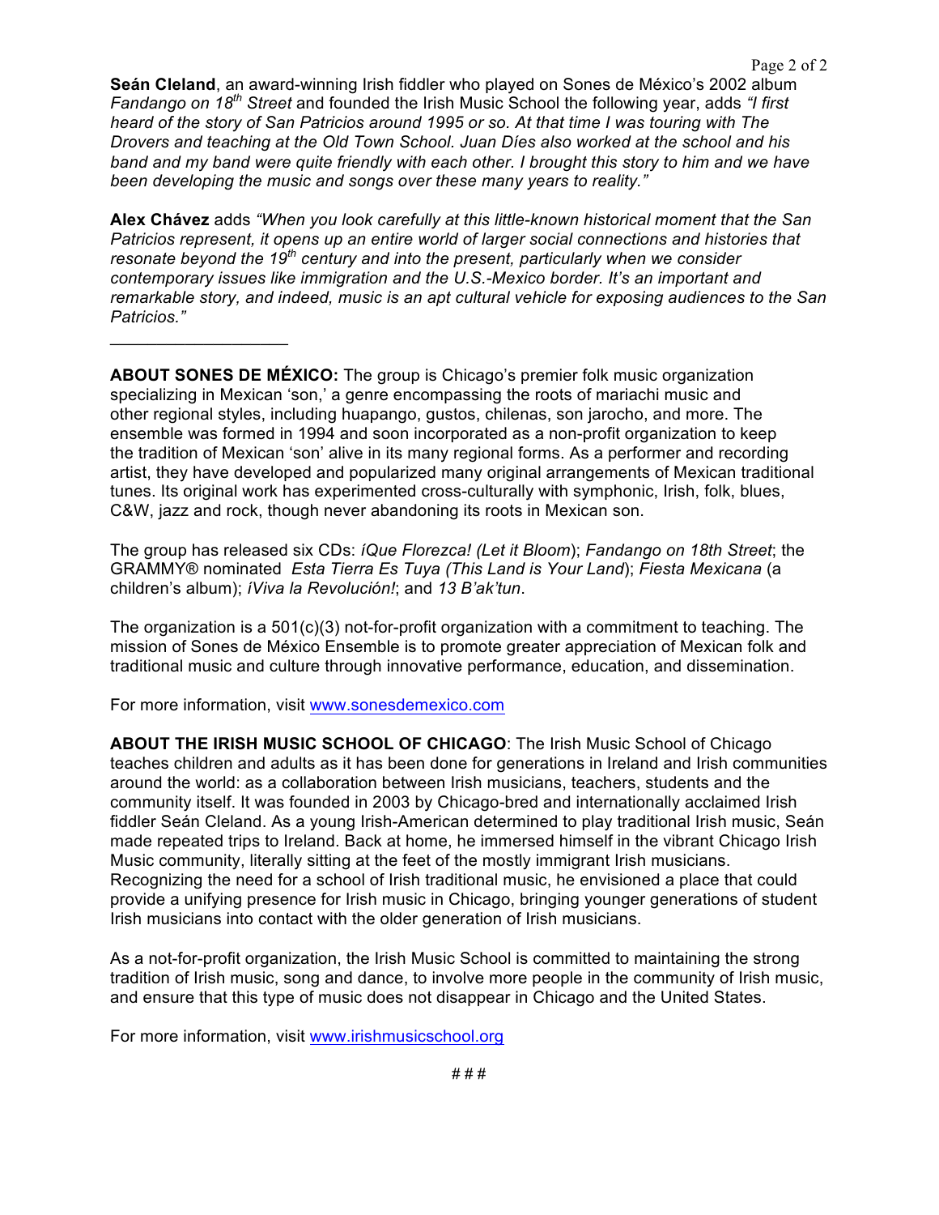**Seán Cleland**, an award-winning Irish fiddler who played on Sones de México's 2002 album *Fandango on 18th Street* and founded the Irish Music School the following year, adds *"I first heard of the story of San Patricios around 1995 or so. At that time I was touring with The Drovers and teaching at the Old Town School. Juan Díes also worked at the school and his band and my band were quite friendly with each other. I brought this story to him and we have been developing the music and songs over these many years to reality."*

**Alex Chávez** adds *"When you look carefully at this little-known historical moment that the San Patricios represent, it opens up an entire world of larger social connections and histories that resonate beyond the 19th century and into the present, particularly when we consider contemporary issues like immigration and the U.S.-Mexico border. It's an important and remarkable story, and indeed, music is an apt cultural vehicle for exposing audiences to the San Patricios."*

---

**ABOUT SONES DE MÉXICO:** The group is Chicago's premier folk music organization specializing in Mexican 'son,' a genre encompassing the roots of mariachi music and other regional styles, including huapango, gustos, chilenas, son jarocho, and more. The ensemble was formed in 1994 and soon incorporated as a non-profit organization to keep the tradition of Mexican 'son' alive in its many regional forms. As a performer and recording artist, they have developed and popularized many original arrangements of Mexican traditional tunes. Its original work has experimented cross-culturally with symphonic, Irish, folk, blues, C&W, jazz and rock, though never abandoning its roots in Mexican son.

The group has released six CDs: *¡Que Florezca! (Let it Bloom)*; *Fandango on 18th Street*; the GRAMMY® nominated *Esta Tierra Es Tuya (This Land is Your Land)*; *Fiesta Mexicana* (a children's album); *¡Viva la Revolución!*; and *13 B'ak'tun*.

The organization is a 501(c)(3) not-for-profit organization with a commitment to teaching. The mission of Sones de México Ensemble is to promote greater appreciation of Mexican folk and traditional music and culture through innovative performance, education, and dissemination.

For more information, visit www.sonesdemexico.com

**ABOUT THE IRISH MUSIC SCHOOL OF CHICAGO**: The Irish Music School of Chicago teaches children and adults as it has been done for generations in Ireland and Irish communities around the world: as a collaboration between Irish musicians, teachers, students and the community itself. It was founded in 2003 by Chicago-bred and internationally acclaimed Irish fiddler Seán Cleland. As a young Irish-American determined to play traditional Irish music, Seán made repeated trips to Ireland. Back at home, he immersed himself in the vibrant Chicago Irish Music community, literally sitting at the feet of the mostly immigrant Irish musicians. Recognizing the need for a school of Irish traditional music, he envisioned a place that could provide a unifying presence for Irish music in Chicago, bringing younger generations of student Irish musicians into contact with the older generation of Irish musicians.

As a not-for-profit organization, the Irish Music School is committed to maintaining the strong tradition of Irish music, song and dance, to involve more people in the community of Irish music, and ensure that this type of music does not disappear in Chicago and the United States.

For more information, visit www.irishmusicschool.org

# # #